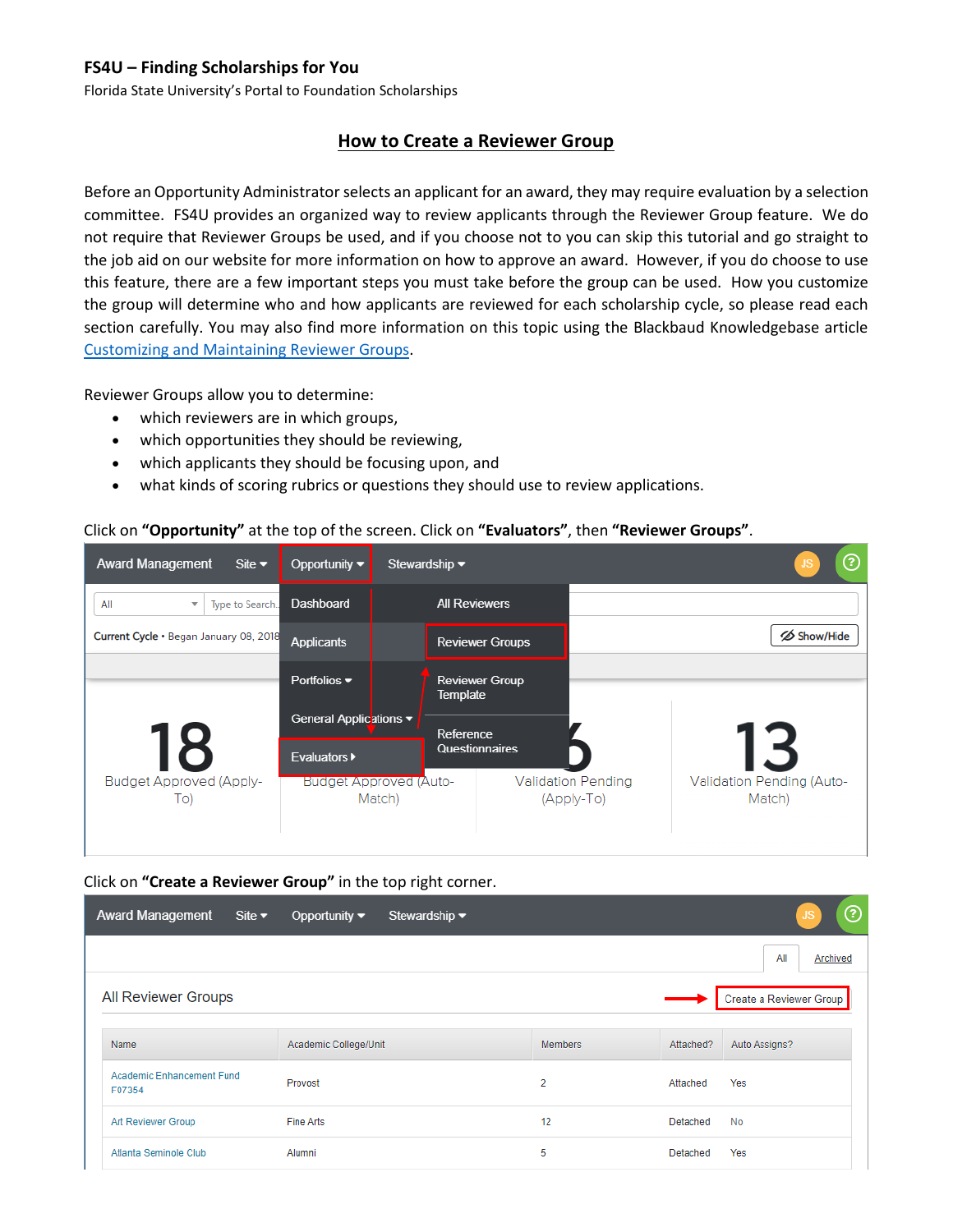**FS4U – Finding Scholarships for You**
Florida State University's Portal to Foundation Scholarships

# How to Create a Reviewer Group

Before an Opportunity Administrator selects an applicant for an award, they may require evaluation by a selection committee. FS4U provides an organized way to review applicants through the Reviewer Group feature. We do not require that Reviewer Groups be used, and if you choose not to you can skip this tutorial and go straight to the job aid on our website for more information on how to approve an award. However, if you do choose to use this feature, there are a few important steps you must take before the group can be used. How you customize the group will determine who and how applicants are reviewed for each scholarship cycle, so please read each section carefully. You may also find more information on this topic using the Blackbaud Knowledgebase article Customizing and Maintaining Reviewer Groups.

Reviewer Groups allow you to determine:

- which reviewers are in which groups,
- which opportunities they should be reviewing,
- which applicants they should be focusing upon, and
- what kinds of scoring rubrics or questions they should use to review applications.

Click on **"Opportunity"** at the top of the screen. Click on **"Evaluators"**, then **"Reviewer Groups"**.

Click on **"Create a Reviewer Group"** in the top right corner.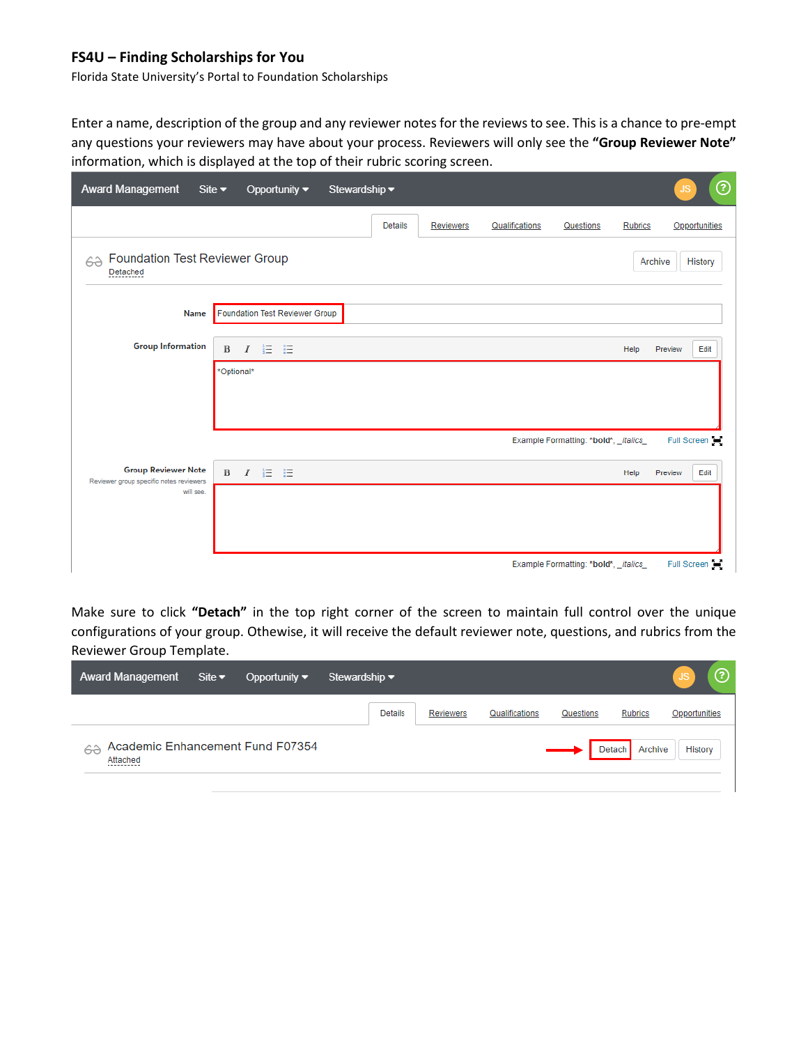**FS4U – Finding Scholarships for You**

Florida State University's Portal to Foundation Scholarships

Enter a name, description of the group and any reviewer notes for the reviews to see. This is a chance to pre-empt any questions your reviewers may have about your process. Reviewers will only see the **"Group Reviewer Note"** information, which is displayed at the top of their rubric scoring screen.

Award Management Site Opportunity Stewardship JS ?

Details Reviewers Qualifications Questions Rubrics Opportunities

Foundation Test Reviewer Group
Detached

Archive History

Name: Foundation Test Reviewer Group

Group Information: *Optional*

Example Formatting: *bold*, _italics_ Full Screen

Group Reviewer Note
Reviewer group specific notes reviewers will see.

Example Formatting: *bold*, _italics_ Full Screen

Make sure to click **"Detach"** in the top right corner of the screen to maintain full control over the unique configurations of your group. Othewise, it will receive the default reviewer note, questions, and rubrics from the Reviewer Group Template.

Award Management Site Opportunity Stewardship JS ?

Details Reviewers Qualifications Questions Rubrics Opportunities

Academic Enhancement Fund F07354
Attached

Detach Archive History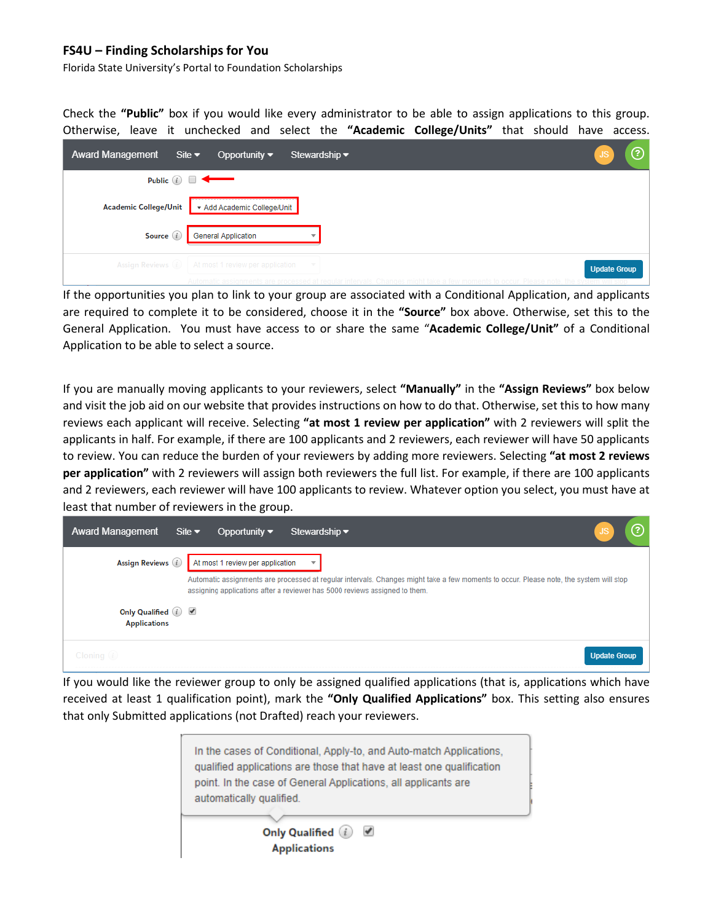Check the **"Public"** box if you would like every administrator to be able to assign applications to this group. Otherwise, leave it unchecked and select the **"Academic College/Units"** that should have access.

If the opportunities you plan to link to your group are associated with a Conditional Application, and applicants are required to complete it to be considered, choose it in the **"Source"** box above. Otherwise, set this to the General Application. You must have access to or share the same "**Academic College/Unit"** of a Conditional Application to be able to select a source.

If you are manually moving applicants to your reviewers, select **"Manually"** in the **"Assign Reviews"** box below and visit the job aid on our website that provides instructions on how to do that. Otherwise, set this to how many reviews each applicant will receive. Selecting **"at most 1 review per application"** with 2 reviewers will split the applicants in half. For example, if there are 100 applicants and 2 reviewers, each reviewer will have 50 applicants to review. You can reduce the burden of your reviewers by adding more reviewers. Selecting **"at most 2 reviews per application"** with 2 reviewers will assign both reviewers the full list. For example, if there are 100 applicants and 2 reviewers, each reviewer will have 100 applicants to review. Whatever option you select, you must have at least that number of reviewers in the group.

If you would like the reviewer group to only be assigned qualified applications (that is, applications which have received at least 1 qualification point), mark the **"Only Qualified Applications"** box. This setting also ensures that only Submitted applications (not Drafted) reach your reviewers.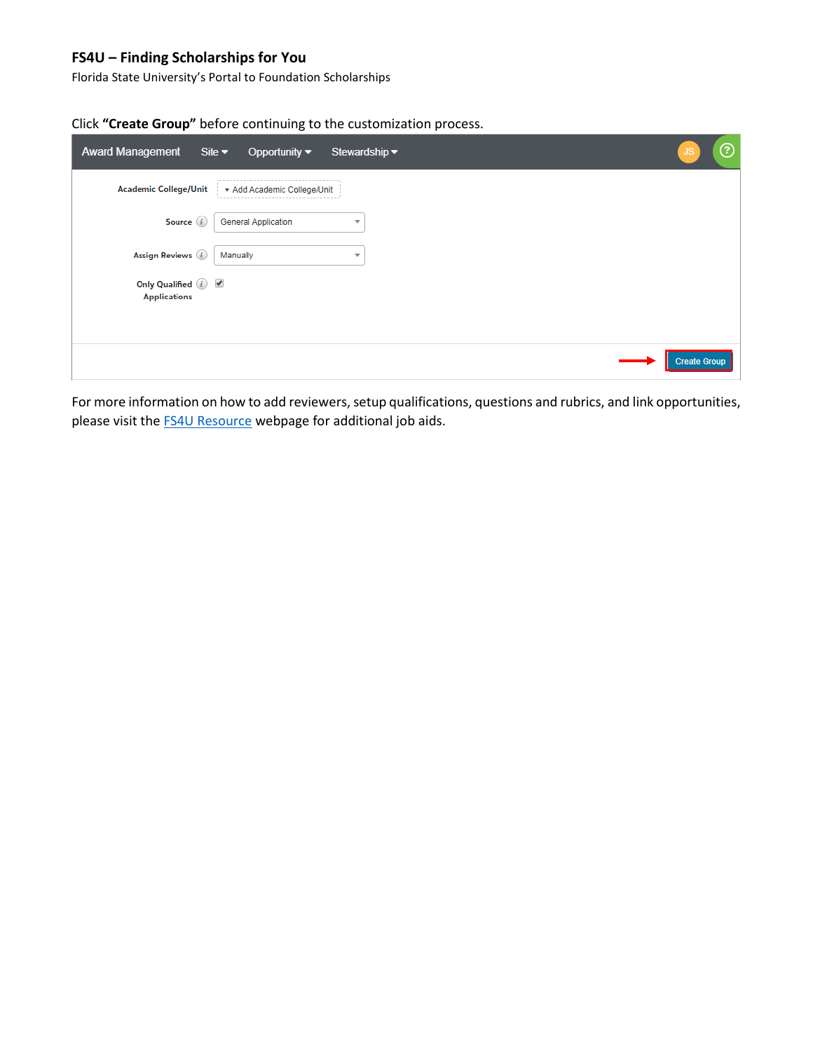**FS4U – Finding Scholarships for You**

Florida State University's Portal to Foundation Scholarships

Click **"Create Group"** before continuing to the customization process.

For more information on how to add reviewers, setup qualifications, questions and rubrics, and link opportunities, please visit the FS4U Resource webpage for additional job aids.